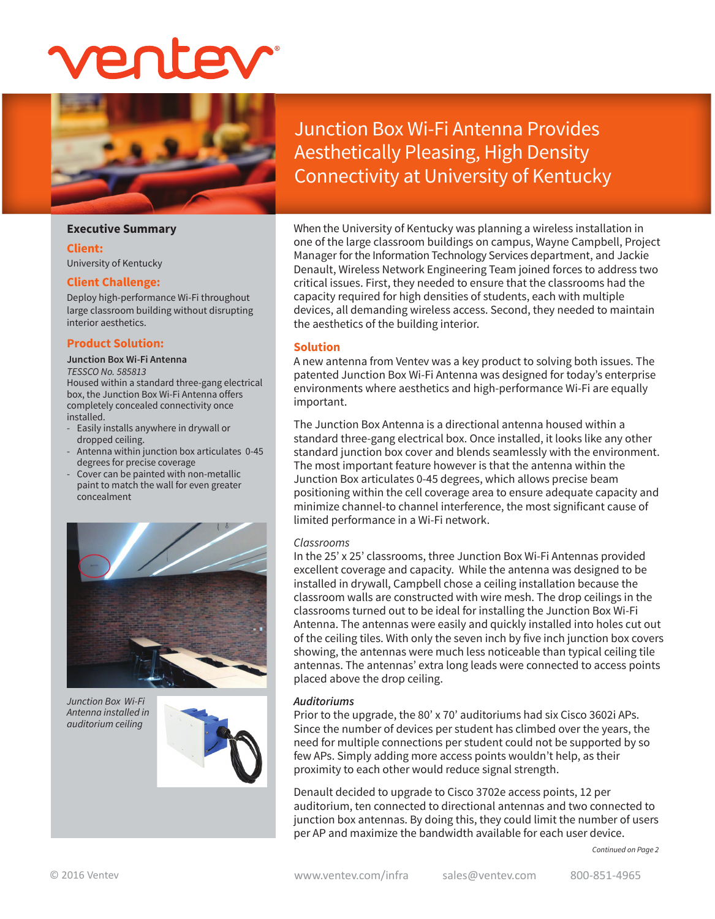# Junction Box Wi-Fi Antenna Provides Aesthetically Pleasing, High Density Connectivity at University of Kentucky

### Executive Summary

**Client:**

University of Kentucky

**Client Challenge:**

Deploy high-performance Wi-Fi throughout large classroom building without disrupting interior aesthetics.

**Product Solution:**

**Junction Box Wi-Fi Antenna**

*TESSCO No. 585813*

Housed within a standard three-gang electrical box, the Junction Box Wi-Fi Antenna offers completely concealed connectivity once installed.

- Easily installs anywhere in drywall or dropped ceiling.
- Antenna within junction box articulates 0-45 degrees for precise coverage
- Cover can be painted with non-metallic paint to match the wall for even greater concealment

*Junction Box Wi-Fi Antenna installed in auditorium ceiling*

When the University of Kentucky was planning a wireless installation in one of the large classroom buildings on campus, Wayne Campbell, Project Manager for the Information Technology Services department, and Jackie Denault, Wireless Network Engineering Team joined forces to address two critical issues. First, they needed to ensure that the classrooms had the capacity required for high densities of students, each with multiple devices, all demanding wireless access. Second, they needed to maintain the aesthetics of the building interior.

## Solution

A new antenna from Ventev was a key product to solving both issues. The patented Junction Box Wi-Fi Antenna was designed for today's enterprise environments where aesthetics and high-performance Wi-Fi are equally important.

The Junction Box Antenna is a directional antenna housed within a standard three-gang electrical box. Once installed, it looks like any other standard junction box cover and blends seamlessly with the environment. The most important feature however is that the antenna within the Junction Box articulates 0-45 degrees, which allows precise beam positioning within the cell coverage area to ensure adequate capacity and minimize channel-to channel interference, the most significant cause of limited performance in a Wi-Fi network.

*Classrooms*

In the 25' x 25' classrooms, three Junction Box Wi-Fi Antennas provided excellent coverage and capacity. While the antenna was designed to be installed in drywall, Campbell chose a ceiling installation because the classroom walls are constructed with wire mesh. The drop ceilings in the classrooms turned out to be ideal for installing the Junction Box Wi-Fi Antenna. The antennas were easily and quickly installed into holes cut out of the ceiling tiles. With only the seven inch by five inch junction box covers showing, the antennas were much less noticeable than typical ceiling tile antennas. The antennas' extra long leads were connected to access points placed above the drop ceiling.

***Auditoriums***

Prior to the upgrade, the 80' x 70' auditoriums had six Cisco 3602i APs. Since the number of devices per student has climbed over the years, the need for multiple connections per student could not be supported by so few APs. Simply adding more access points wouldn't help, as their proximity to each other would reduce signal strength.

Denault decided to upgrade to Cisco 3702e access points, 12 per auditorium, ten connected to directional antennas and two connected to junction box antennas. By doing this, they could limit the number of users per AP and maximize the bandwidth available for each user device.

*Continued on Page 2*

© 2016 Ventev www.ventev.com/infra sales@ventev.com 800-851-4965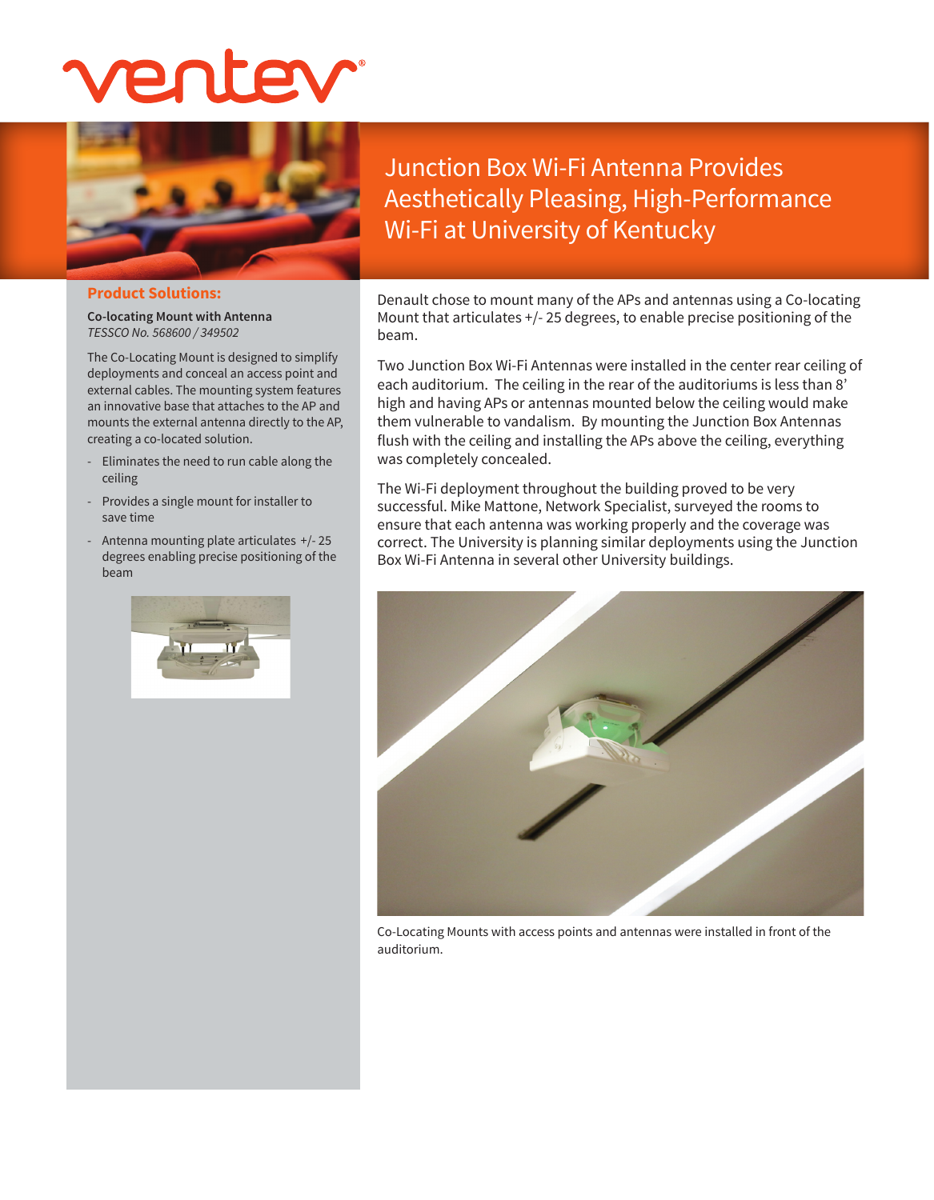# Junction Box Wi-Fi Antenna Provides Aesthetically Pleasing, High-Performance Wi-Fi at University of Kentucky

## Product Solutions:

**Co-locating Mount with Antenna**
*TESSCO No. 568600 / 349502*

The Co-Locating Mount is designed to simplify deployments and conceal an access point and external cables. The mounting system features an innovative base that attaches to the AP and mounts the external antenna directly to the AP, creating a co-located solution.

- Eliminates the need to run cable along the ceiling
- Provides a single mount for installer to save time
- Antenna mounting plate articulates +/- 25 degrees enabling precise positioning of the beam

Denault chose to mount many of the APs and antennas using a Co-locating Mount that articulates +/- 25 degrees, to enable precise positioning of the beam.

Two Junction Box Wi-Fi Antennas were installed in the center rear ceiling of each auditorium. The ceiling in the rear of the auditoriums is less than 8' high and having APs or antennas mounted below the ceiling would make them vulnerable to vandalism. By mounting the Junction Box Antennas flush with the ceiling and installing the APs above the ceiling, everything was completely concealed.

The Wi-Fi deployment throughout the building proved to be very successful. Mike Mattone, Network Specialist, surveyed the rooms to ensure that each antenna was working properly and the coverage was correct. The University is planning similar deployments using the Junction Box Wi-Fi Antenna in several other University buildings.

Co-Locating Mounts with access points and antennas were installed in front of the auditorium.